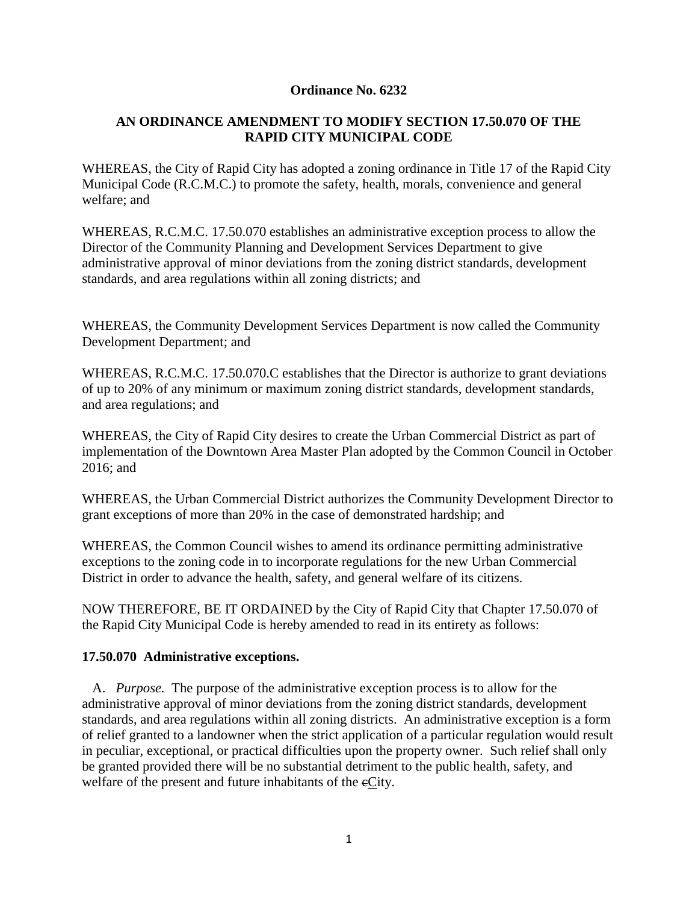**Ordinance No. 6232**

**AN ORDINANCE AMENDMENT TO MODIFY SECTION 17.50.070 OF THE RAPID CITY MUNICIPAL CODE**

WHEREAS, the City of Rapid City has adopted a zoning ordinance in Title 17 of the Rapid City Municipal Code (R.C.M.C.) to promote the safety, health, morals, convenience and general welfare; and

WHEREAS, R.C.M.C. 17.50.070 establishes an administrative exception process to allow the Director of the Community Planning and Development Services Department to give administrative approval of minor deviations from the zoning district standards, development standards, and area regulations within all zoning districts; and

WHEREAS, the Community Development Services Department is now called the Community Development Department; and

WHEREAS, R.C.M.C. 17.50.070.C establishes that the Director is authorize to grant deviations of up to 20% of any minimum or maximum zoning district standards, development standards, and area regulations; and

WHEREAS, the City of Rapid City desires to create the Urban Commercial District as part of implementation of the Downtown Area Master Plan adopted by the Common Council in October 2016; and

WHEREAS, the Urban Commercial District authorizes the Community Development Director to grant exceptions of more than 20% in the case of demonstrated hardship; and

WHEREAS, the Common Council wishes to amend its ordinance permitting administrative exceptions to the zoning code in to incorporate regulations for the new Urban Commercial District in order to advance the health, safety, and general welfare of its citizens.

NOW THEREFORE, BE IT ORDAINED by the City of Rapid City that Chapter 17.50.070 of the Rapid City Municipal Code is hereby amended to read in its entirety as follows:

**17.50.070 Administrative exceptions.**

A. *Purpose.* The purpose of the administrative exception process is to allow for the administrative approval of minor deviations from the zoning district standards, development standards, and area regulations within all zoning districts. An administrative exception is a form of relief granted to a landowner when the strict application of a particular regulation would result in peculiar, exceptional, or practical difficulties upon the property owner. Such relief shall only be granted provided there will be no substantial detriment to the public health, safety, and welfare of the present and future inhabitants of the ~~c~~City.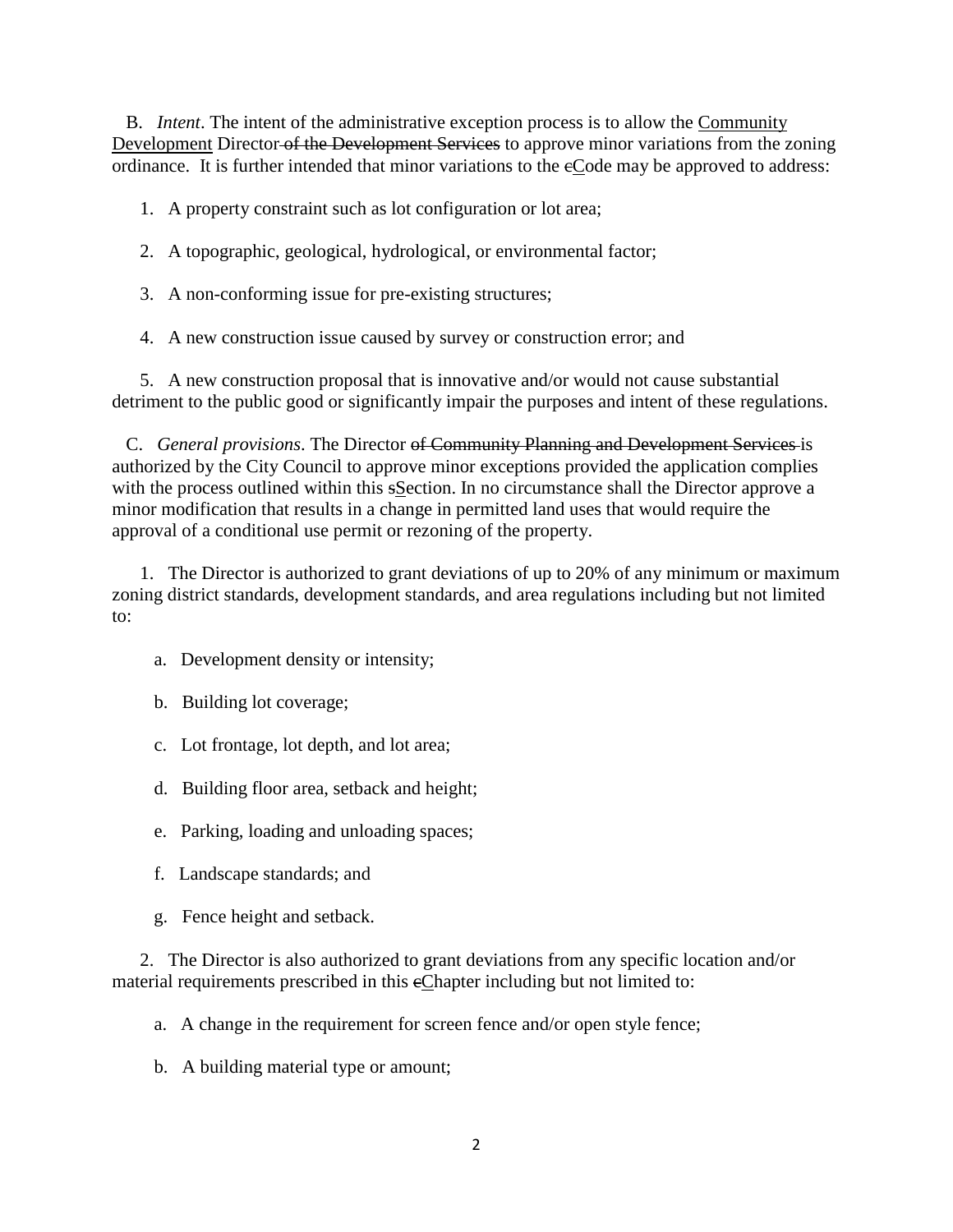B. *Intent*. The intent of the administrative exception process is to allow the <u>Community Development</u> Director~~ of the Development Services~~ to approve minor variations from the zoning ordinance. It is further intended that minor variations to the ~~c~~<u>C</u>ode may be approved to address:

1. A property constraint such as lot configuration or lot area;

2. A topographic, geological, hydrological, or environmental factor;

3. A non-conforming issue for pre-existing structures;

4. A new construction issue caused by survey or construction error; and

5. A new construction proposal that is innovative and/or would not cause substantial detriment to the public good or significantly impair the purposes and intent of these regulations.

C. *General provisions*. The Director ~~of Community Planning and Development Services~~ is authorized by the City Council to approve minor exceptions provided the application complies with the process outlined within this ~~s~~<u>S</u>ection. In no circumstance shall the Director approve a minor modification that results in a change in permitted land uses that would require the approval of a conditional use permit or rezoning of the property.

1. The Director is authorized to grant deviations of up to 20% of any minimum or maximum zoning district standards, development standards, and area regulations including but not limited to:

   a. Development density or intensity;

   b. Building lot coverage;

   c. Lot frontage, lot depth, and lot area;

   d. Building floor area, setback and height;

   e. Parking, loading and unloading spaces;

   f. Landscape standards; and

   g. Fence height and setback.

2. The Director is also authorized to grant deviations from any specific location and/or material requirements prescribed in this ~~c~~<u>C</u>hapter including but not limited to:

   a. A change in the requirement for screen fence and/or open style fence;

   b. A building material type or amount;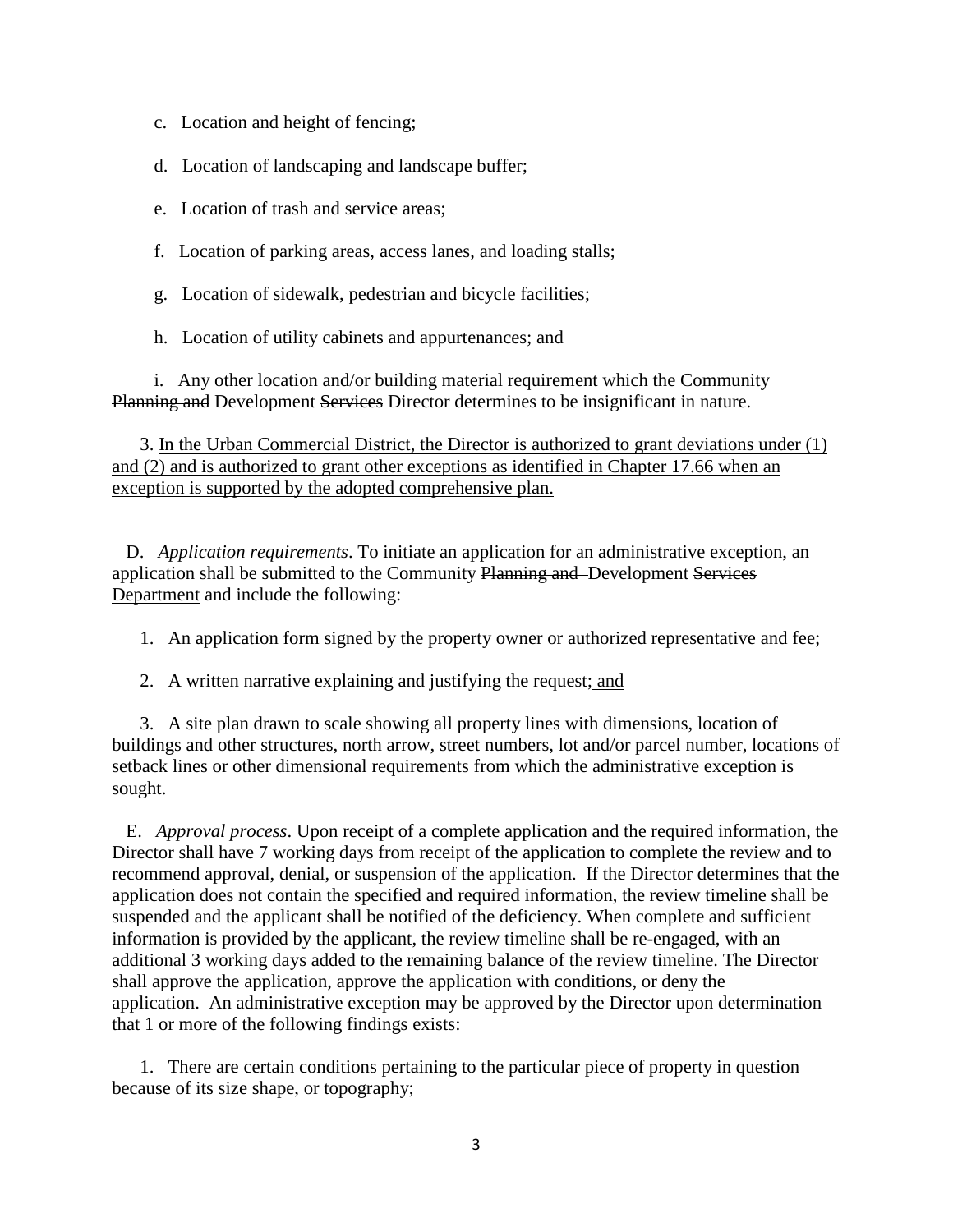c. Location and height of fencing;

d. Location of landscaping and landscape buffer;

e. Location of trash and service areas;

f. Location of parking areas, access lanes, and loading stalls;

g. Location of sidewalk, pedestrian and bicycle facilities;

h. Location of utility cabinets and appurtenances; and

i. Any other location and/or building material requirement which the Community ~~Planning and~~ Development ~~Services~~ Director determines to be insignificant in nature.

3. <u>In the Urban Commercial District, the Director is authorized to grant deviations under (1) and (2) and is authorized to grant other exceptions as identified in Chapter 17.66 when an exception is supported by the adopted comprehensive plan.</u>

D. *Application requirements*. To initiate an application for an administrative exception, an application shall be submitted to the Community ~~Planning and~~ Development ~~Services~~ <u>Department</u> and include the following:

1. An application form signed by the property owner or authorized representative and fee;

2. A written narrative explaining and justifying the request<u>; and</u>

3. A site plan drawn to scale showing all property lines with dimensions, location of buildings and other structures, north arrow, street numbers, lot and/or parcel number, locations of setback lines or other dimensional requirements from which the administrative exception is sought.

E. *Approval process*. Upon receipt of a complete application and the required information, the Director shall have 7 working days from receipt of the application to complete the review and to recommend approval, denial, or suspension of the application. If the Director determines that the application does not contain the specified and required information, the review timeline shall be suspended and the applicant shall be notified of the deficiency. When complete and sufficient information is provided by the applicant, the review timeline shall be re-engaged, with an additional 3 working days added to the remaining balance of the review timeline. The Director shall approve the application, approve the application with conditions, or deny the application. An administrative exception may be approved by the Director upon determination that 1 or more of the following findings exists:

1. There are certain conditions pertaining to the particular piece of property in question because of its size shape, or topography;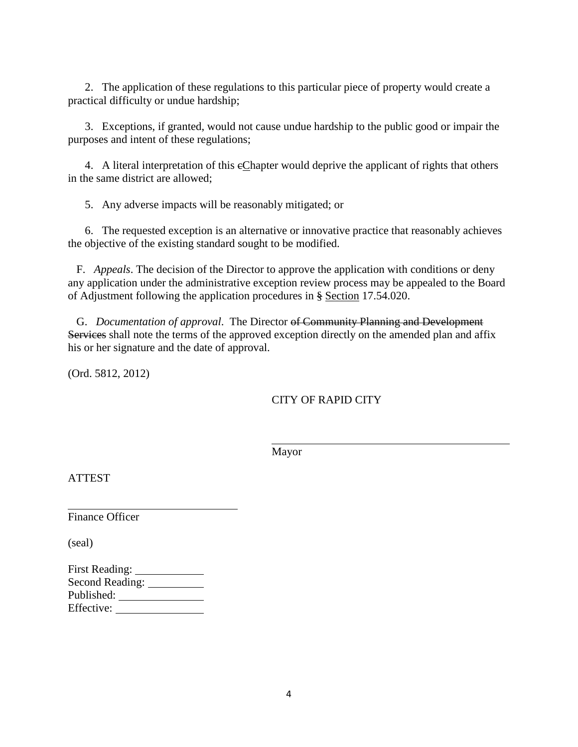2. The application of these regulations to this particular piece of property would create a practical difficulty or undue hardship;

3. Exceptions, if granted, would not cause undue hardship to the public good or impair the purposes and intent of these regulations;

4. A literal interpretation of this ~~c~~<u>C</u>hapter would deprive the applicant of rights that others in the same district are allowed;

5. Any adverse impacts will be reasonably mitigated; or

6. The requested exception is an alternative or innovative practice that reasonably achieves the objective of the existing standard sought to be modified.

F. *Appeals*. The decision of the Director to approve the application with conditions or deny any application under the administrative exception review process may be appealed to the Board of Adjustment following the application procedures in ~~§~~ <u>Section</u> 17.54.020.

G. *Documentation of approval*. The Director ~~of Community Planning and Development Services~~ shall note the terms of the approved exception directly on the amended plan and affix his or her signature and the date of approval.

(Ord. 5812, 2012)

CITY OF RAPID CITY

\_\_\_\_\_\_\_\_\_\_\_\_\_\_\_\_\_\_\_\_\_\_\_\_\_\_\_\_\_\_\_\_\_\_\_\_
Mayor

ATTEST

\_\_\_\_\_\_\_\_\_\_\_\_\_\_\_\_\_\_\_\_\_\_\_\_\_\_\_\_
Finance Officer

(seal)

First Reading: \_\_\_\_\_\_\_\_\_\_\_\_
Second Reading: \_\_\_\_\_\_\_\_\_\_
Published: \_\_\_\_\_\_\_\_\_\_\_\_\_\_
Effective: \_\_\_\_\_\_\_\_\_\_\_\_\_\_\_